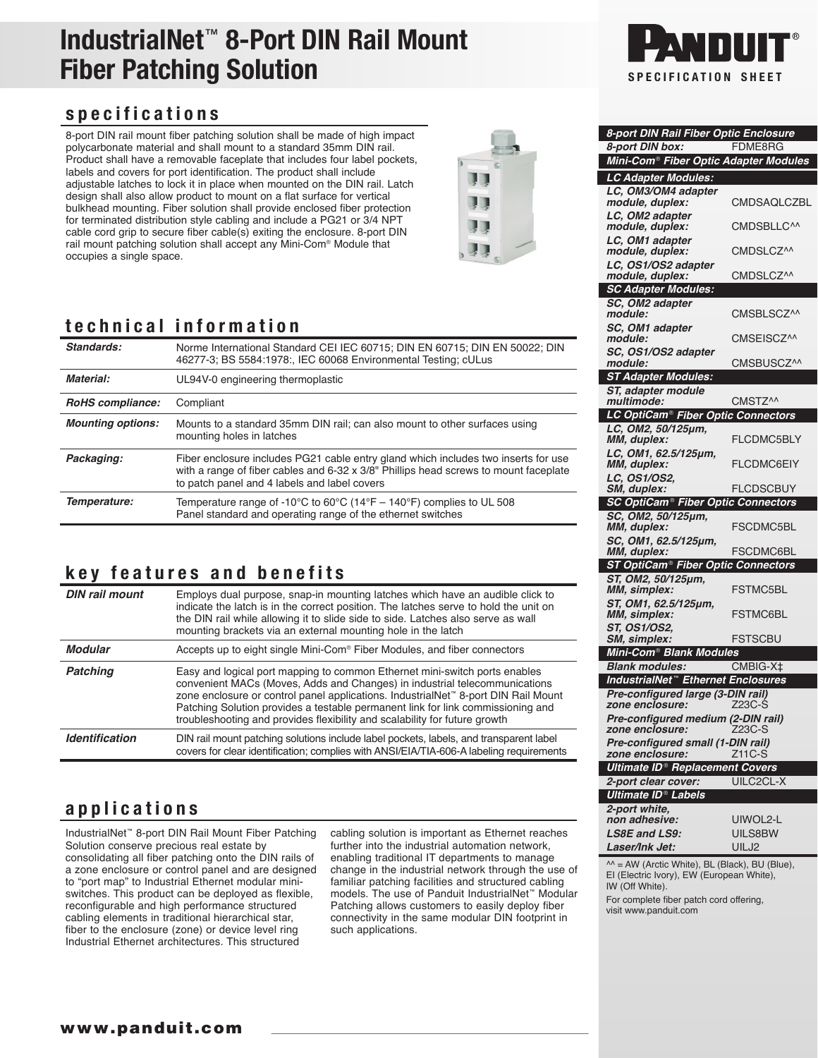# IndustrialNet™ 8-Port DIN Rail Mount Fiber Patching Solution

PANDUIT®
SPECIFICATION SHEET

## specifications

8-port DIN rail mount fiber patching solution shall be made of high impact polycarbonate material and shall mount to a standard 35mm DIN rail. Product shall have a removable faceplate that includes four label pockets, labels and covers for port identification. The product shall include adjustable latches to lock it in place when mounted on the DIN rail. Latch design shall also allow product to mount on a flat surface for vertical bulkhead mounting. Fiber solution shall provide enclosed fiber protection for terminated distribution style cabling and include a PG21 or 3/4 NPT cable cord grip to secure fiber cable(s) exiting the enclosure. 8-port DIN rail mount patching solution shall accept any Mini-Com® Module that occupies a single space.

## technical information

| | |
|---|---|
| ***Standards:*** | Norme International Standard CEI IEC 60715; DIN EN 60715; DIN EN 50022; DIN 46277-3; BS 5584:1978:, IEC 60068 Environmental Testing; cULus |
| ***Material:*** | UL94V-0 engineering thermoplastic |
| ***RoHS compliance:*** | Compliant |
| ***Mounting options:*** | Mounts to a standard 35mm DIN rail; can also mount to other surfaces using mounting holes in latches |
| ***Packaging:*** | Fiber enclosure includes PG21 cable entry gland which includes two inserts for use with a range of fiber cables and 6-32 x 3/8" Phillips head screws to mount faceplate to patch panel and 4 labels and label covers |
| ***Temperature:*** | Temperature range of -10°C to 60°C (14°F – 140°F) complies to UL 508 Panel standard and operating range of the ethernet switches |

## key features and benefits

| | |
|---|---|
| ***DIN rail mount*** | Employs dual purpose, snap-in mounting latches which have an audible click to indicate the latch is in the correct position. The latches serve to hold the unit on the DIN rail while allowing it to slide side to side. Latches also serve as wall mounting brackets via an external mounting hole in the latch |
| ***Modular*** | Accepts up to eight single Mini-Com® Fiber Modules, and fiber connectors |
| ***Patching*** | Easy and logical port mapping to common Ethernet mini-switch ports enables convenient MACs (Moves, Adds and Changes) in industrial telecommunications zone enclosure or control panel applications. IndustrialNet™ 8-port DIN Rail Mount Patching Solution provides a testable permanent link for link commissioning and troubleshooting and provides flexibility and scalability for future growth |
| ***Identification*** | DIN rail mount patching solutions include label pockets, labels, and transparent label covers for clear identification; complies with ANSI/EIA/TIA-606-A labeling requirements |

## applications

IndustrialNet™ 8-port DIN Rail Mount Fiber Patching Solution conserve precious real estate by consolidating all fiber patching onto the DIN rails of a zone enclosure or control panel and are designed to "port map" to Industrial Ethernet modular mini-switches. This product can be deployed as flexible, reconfigurable and high performance structured cabling elements in traditional hierarchical star, fiber to the enclosure (zone) or device level ring Industrial Ethernet architectures. This structured cabling solution is important as Ethernet reaches further into the industrial automation network, enabling traditional IT departments to manage change in the industrial network through the use of familiar patching facilities and structured cabling models. The use of Panduit IndustrialNet™ Modular Patching allows customers to easily deploy fiber connectivity in the same modular DIN footprint in such applications.

| | |
|---|---|
| ***8-port DIN Rail Fiber Optic Enclosure*** | |
| ***8-port DIN box:*** | FDME8RG |
| ***Mini-Com® Fiber Optic Adapter Modules*** | |
| ***LC Adapter Modules:*** | |
| ***LC, OM3/OM4 adapter module, duplex:*** | CMDSAQLCZBL |
| ***LC, OM2 adapter module, duplex:*** | CMDSBLLC^^ |
| ***LC, OM1 adapter module, duplex:*** | CMDSLCZ^^ |
| ***LC, OS1/OS2 adapter module, duplex:*** | CMDSLCZ^^ |
| ***SC Adapter Modules:*** | |
| ***SC, OM2 adapter module:*** | CMSBLSCZ^^ |
| ***SC, OM1 adapter module:*** | CMSEISCZ^^ |
| ***SC, OS1/OS2 adapter module:*** | CMSBUSCZ^^ |
| ***ST Adapter Modules:*** | |
| ***ST, adapter module multimode:*** | CMSTZ^^ |
| ***LC OptiCam® Fiber Optic Connectors*** | |
| ***LC, OM2, 50/125µm, MM, duplex:*** | FLCDMC5BLY |
| ***LC, OM1, 62.5/125µm, MM, duplex:*** | FLCDMC6EIY |
| ***LC, OS1/OS2, SM, duplex:*** | FLCDSCBUY |
| ***SC OptiCam® Fiber Optic Connectors*** | |
| ***SC, OM2, 50/125µm, MM, duplex:*** | FSCDMC5BL |
| ***SC, OM1, 62.5/125µm, MM, duplex:*** | FSCDMC6BL |
| ***ST OptiCam® Fiber Optic Connectors*** | |
| ***ST, OM2, 50/125µm, MM, simplex:*** | FSTMC5BL |
| ***ST, OM1, 62.5/125µm, MM, simplex:*** | FSTMC6BL |
| ***ST, OS1/OS2, SM, simplex:*** | FSTSCBU |
| ***Mini-Com® Blank Modules*** | |
| ***Blank modules:*** | CMBIG-X‡ |
| ***IndustrialNet™ Ethernet Enclosures*** | |
| ***Pre-configured large (3-DIN rail) zone enclosure:*** | Z23C-S |
| ***Pre-configured medium (2-DIN rail) zone enclosure:*** | Z23C-S |
| ***Pre-configured small (1-DIN rail) zone enclosure:*** | Z11C-S |
| ***Ultimate ID® Replacement Covers*** | |
| ***2-port clear cover:*** | UILC2CL-X |
| ***Ultimate ID® Labels*** | |
| ***2-port white, non adhesive:*** | UIWOL2-L |
| ***LS8E and LS9:*** | UILS8BW |
| ***Laser/Ink Jet:*** | UILJ2 |

^^ = AW (Arctic White), BL (Black), BU (Blue), EI (Electric Ivory), EW (European White), IW (Off White).

For complete fiber patch cord offering, visit www.panduit.com

www.panduit.com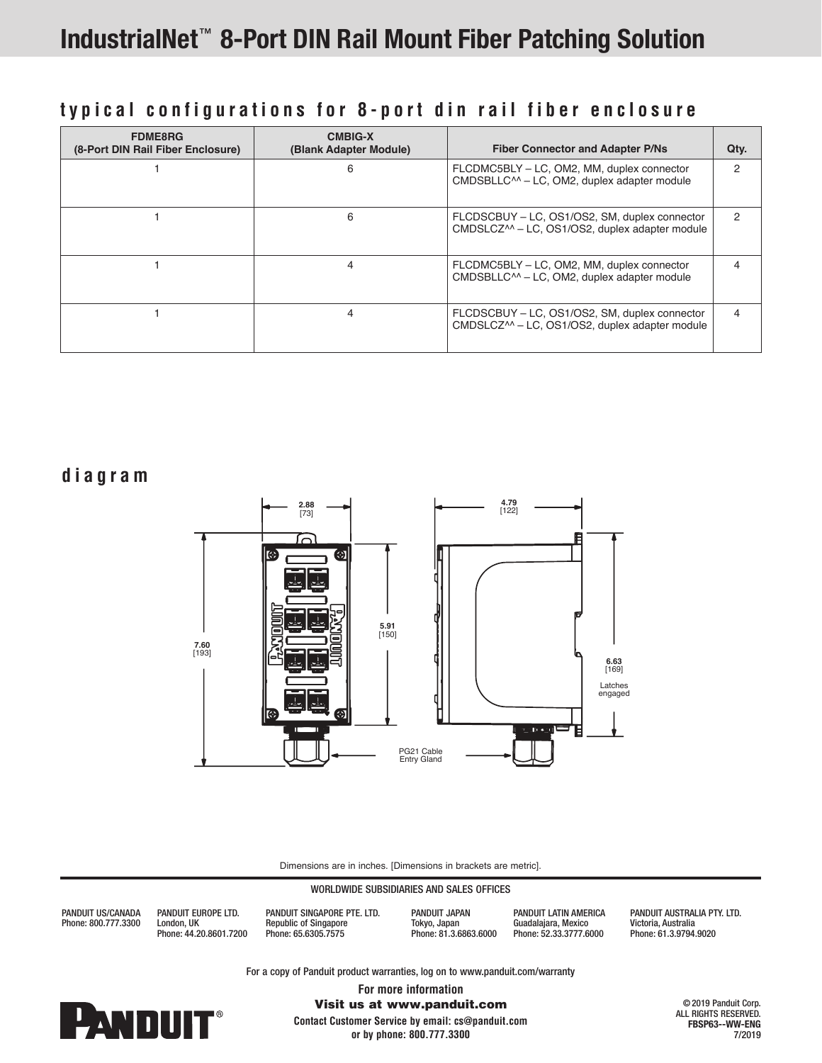# IndustrialNet™ 8-Port DIN Rail Mount Fiber Patching Solution

## typical configurations for 8-port din rail fiber enclosure

| FDME8RG (8-Port DIN Rail Fiber Enclosure) | CMBIG-X (Blank Adapter Module) | Fiber Connector and Adapter P/Ns | Qty. |
|---|---|---|---|
| 1 | 6 | FLCDMC5BLY – LC, OM2, MM, duplex connector<br>CMDSBLLC^^ – LC, OM2, duplex adapter module | 2 |
| 1 | 6 | FLCDSCBUY – LC, OS1/OS2, SM, duplex connector<br>CMDSLCZ^^ – LC, OS1/OS2, duplex adapter module | 2 |
| 1 | 4 | FLCDMC5BLY – LC, OM2, MM, duplex connector<br>CMDSBLLC^^ – LC, OM2, duplex adapter module | 4 |
| 1 | 4 | FLCDSCBUY – LC, OS1/OS2, SM, duplex connector<br>CMDSLCZ^^ – LC, OS1/OS2, duplex adapter module | 4 |

## diagram

2.88
[73]

4.79
[122]

7.60
[193]

5.91
[150]

6.63
[169]

Latches engaged

PG21 Cable Entry Gland

Dimensions are in inches. [Dimensions in brackets are metric].

WORLDWIDE SUBSIDIARIES AND SALES OFFICES

PANDUIT US/CANADA
Phone: 800.777.3300

PANDUIT EUROPE LTD.
London, UK
Phone: 44.20.8601.7200

PANDUIT SINGAPORE PTE. LTD.
Republic of Singapore
Phone: 65.6305.7575

PANDUIT JAPAN
Tokyo, Japan
Phone: 81.3.6863.6000

PANDUIT LATIN AMERICA
Guadalajara, Mexico
Phone: 52.33.3777.6000

PANDUIT AUSTRALIA PTY. LTD.
Victoria, Australia
Phone: 61.3.9794.9020

For a copy of Panduit product warranties, log on to www.panduit.com/warranty

**For more information**
**Visit us at www.panduit.com**
**Contact Customer Service by email: cs@panduit.com**
**or by phone: 800.777.3300**

PANDUIT®

© 2019 Panduit Corp.
ALL RIGHTS RESERVED.
FBSP63--WW-ENG
7/2019